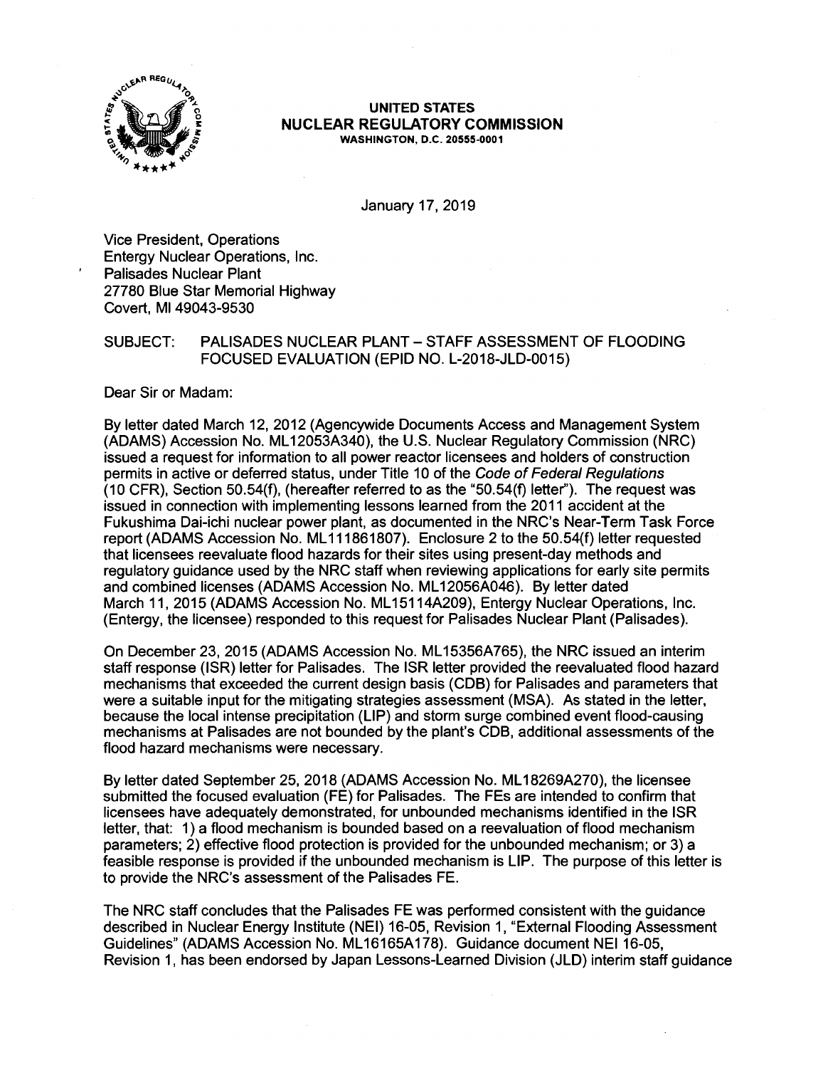**UNITED STATES**
**NUCLEAR REGULATORY COMMISSION**
WASHINGTON, D.C. 20555-0001

January 17, 2019

Vice President, Operations
Entergy Nuclear Operations, Inc.
Palisades Nuclear Plant
27780 Blue Star Memorial Highway
Covert, MI 49043-9530

SUBJECT: PALISADES NUCLEAR PLANT – STAFF ASSESSMENT OF FLOODING FOCUSED EVALUATION (EPID NO. L-2018-JLD-0015)

Dear Sir or Madam:

By letter dated March 12, 2012 (Agencywide Documents Access and Management System (ADAMS) Accession No. ML12053A340), the U.S. Nuclear Regulatory Commission (NRC) issued a request for information to all power reactor licensees and holders of construction permits in active or deferred status, under Title 10 of the *Code of Federal Regulations* (10 CFR), Section 50.54(f), (hereafter referred to as the "50.54(f) letter"). The request was issued in connection with implementing lessons learned from the 2011 accident at the Fukushima Dai-ichi nuclear power plant, as documented in the NRC's Near-Term Task Force report (ADAMS Accession No. ML111861807). Enclosure 2 to the 50.54(f) letter requested that licensees reevaluate flood hazards for their sites using present-day methods and regulatory guidance used by the NRC staff when reviewing applications for early site permits and combined licenses (ADAMS Accession No. ML12056A046). By letter dated March 11, 2015 (ADAMS Accession No. ML15114A209), Entergy Nuclear Operations, Inc. (Entergy, the licensee) responded to this request for Palisades Nuclear Plant (Palisades).

On December 23, 2015 (ADAMS Accession No. ML15356A765), the NRC issued an interim staff response (ISR) letter for Palisades. The ISR letter provided the reevaluated flood hazard mechanisms that exceeded the current design basis (CDB) for Palisades and parameters that were a suitable input for the mitigating strategies assessment (MSA). As stated in the letter, because the local intense precipitation (LIP) and storm surge combined event flood-causing mechanisms at Palisades are not bounded by the plant's CDB, additional assessments of the flood hazard mechanisms were necessary.

By letter dated September 25, 2018 (ADAMS Accession No. ML18269A270), the licensee submitted the focused evaluation (FE) for Palisades. The FEs are intended to confirm that licensees have adequately demonstrated, for unbounded mechanisms identified in the ISR letter, that: 1) a flood mechanism is bounded based on a reevaluation of flood mechanism parameters; 2) effective flood protection is provided for the unbounded mechanism; or 3) a feasible response is provided if the unbounded mechanism is LIP. The purpose of this letter is to provide the NRC's assessment of the Palisades FE.

The NRC staff concludes that the Palisades FE was performed consistent with the guidance described in Nuclear Energy Institute (NEI) 16-05, Revision 1, "External Flooding Assessment Guidelines" (ADAMS Accession No. ML16165A178). Guidance document NEI 16-05, Revision 1, has been endorsed by Japan Lessons-Learned Division (JLD) interim staff guidance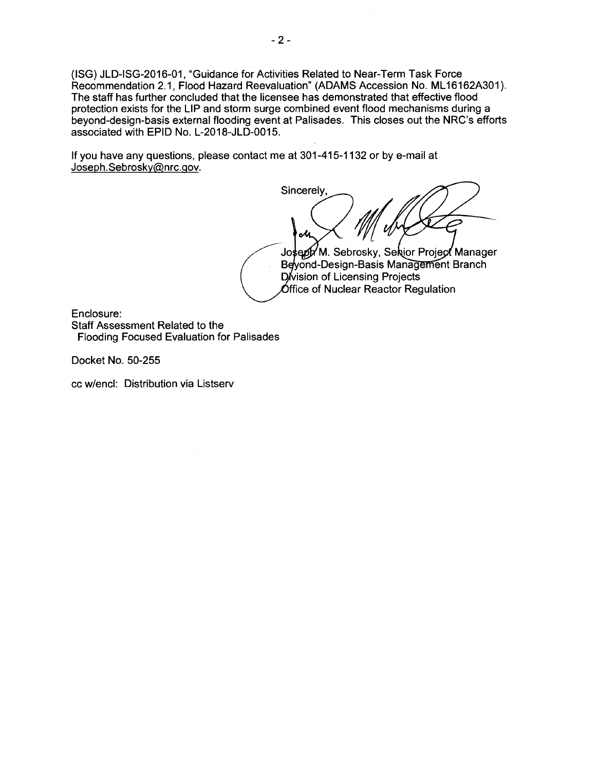(ISG) JLD-ISG-2016-01, "Guidance for Activities Related to Near-Term Task Force Recommendation 2.1, Flood Hazard Reevaluation" (ADAMS Accession No. ML16162A301). The staff has further concluded that the licensee has demonstrated that effective flood protection exists for the LIP and storm surge combined event flood mechanisms during a beyond-design-basis external flooding event at Palisades. This closes out the NRC's efforts associated with EPID No. L-2018-JLD-0015.

If you have any questions, please contact me at 301-415-1132 or by e-mail at Joseph.Sebrosky@nrc.gov.

Sincerely,

Joseph M. Sebrosky, Senior Project Manager
Beyond-Design-Basis Management Branch
Division of Licensing Projects
Office of Nuclear Reactor Regulation

Enclosure:
Staff Assessment Related to the
Flooding Focused Evaluation for Palisades

Docket No. 50-255

cc w/encl: Distribution via Listserv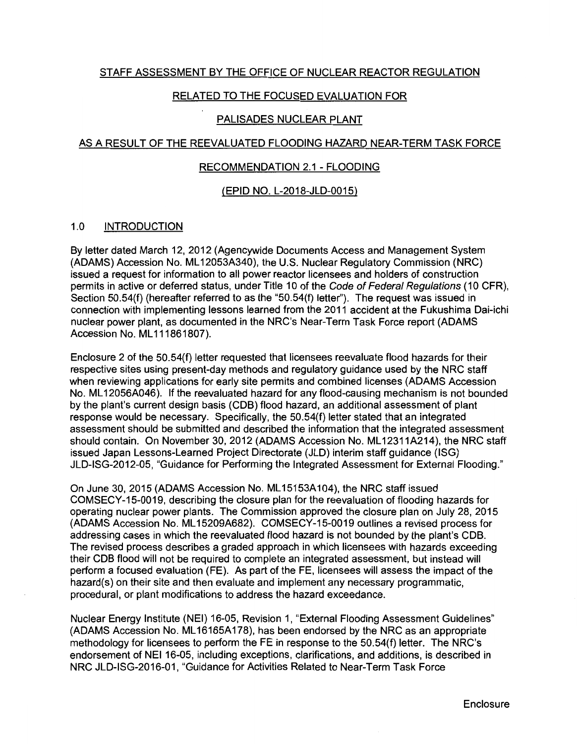STAFF ASSESSMENT BY THE OFFICE OF NUCLEAR REACTOR REGULATION

RELATED TO THE FOCUSED EVALUATION FOR

PALISADES NUCLEAR PLANT

AS A RESULT OF THE REEVALUATED FLOODING HAZARD NEAR-TERM TASK FORCE

RECOMMENDATION 2.1 - FLOODING

(EPID NO. L-2018-JLD-0015)

## 1.0 INTRODUCTION

By letter dated March 12, 2012 (Agencywide Documents Access and Management System (ADAMS) Accession No. ML12053A340), the U.S. Nuclear Regulatory Commission (NRC) issued a request for information to all power reactor licensees and holders of construction permits in active or deferred status, under Title 10 of the *Code of Federal Regulations* (10 CFR), Section 50.54(f) (hereafter referred to as the "50.54(f) letter"). The request was issued in connection with implementing lessons learned from the 2011 accident at the Fukushima Dai-ichi nuclear power plant, as documented in the NRC's Near-Term Task Force report (ADAMS Accession No. ML111861807).

Enclosure 2 of the 50.54(f) letter requested that licensees reevaluate flood hazards for their respective sites using present-day methods and regulatory guidance used by the NRC staff when reviewing applications for early site permits and combined licenses (ADAMS Accession No. ML12056A046). If the reevaluated hazard for any flood-causing mechanism is not bounded by the plant's current design basis (CDB) flood hazard, an additional assessment of plant response would be necessary. Specifically, the 50.54(f) letter stated that an integrated assessment should be submitted and described the information that the integrated assessment should contain. On November 30, 2012 (ADAMS Accession No. ML12311A214), the NRC staff issued Japan Lessons-Learned Project Directorate (JLD) interim staff guidance (ISG) JLD-ISG-2012-05, "Guidance for Performing the Integrated Assessment for External Flooding."

On June 30, 2015 (ADAMS Accession No. ML15153A104), the NRC staff issued COMSECY-15-0019, describing the closure plan for the reevaluation of flooding hazards for operating nuclear power plants. The Commission approved the closure plan on July 28, 2015 (ADAMS Accession No. ML15209A682). COMSECY-15-0019 outlines a revised process for addressing cases in which the reevaluated flood hazard is not bounded by the plant's CDB. The revised process describes a graded approach in which licensees with hazards exceeding their CDB flood will not be required to complete an integrated assessment, but instead will perform a focused evaluation (FE). As part of the FE, licensees will assess the impact of the hazard(s) on their site and then evaluate and implement any necessary programmatic, procedural, or plant modifications to address the hazard exceedance.

Nuclear Energy Institute (NEI) 16-05, Revision 1, "External Flooding Assessment Guidelines" (ADAMS Accession No. ML16165A178), has been endorsed by the NRC as an appropriate methodology for licensees to perform the FE in response to the 50.54(f) letter. The NRC's endorsement of NEI 16-05, including exceptions, clarifications, and additions, is described in NRC JLD-ISG-2016-01, "Guidance for Activities Related to Near-Term Task Force

Enclosure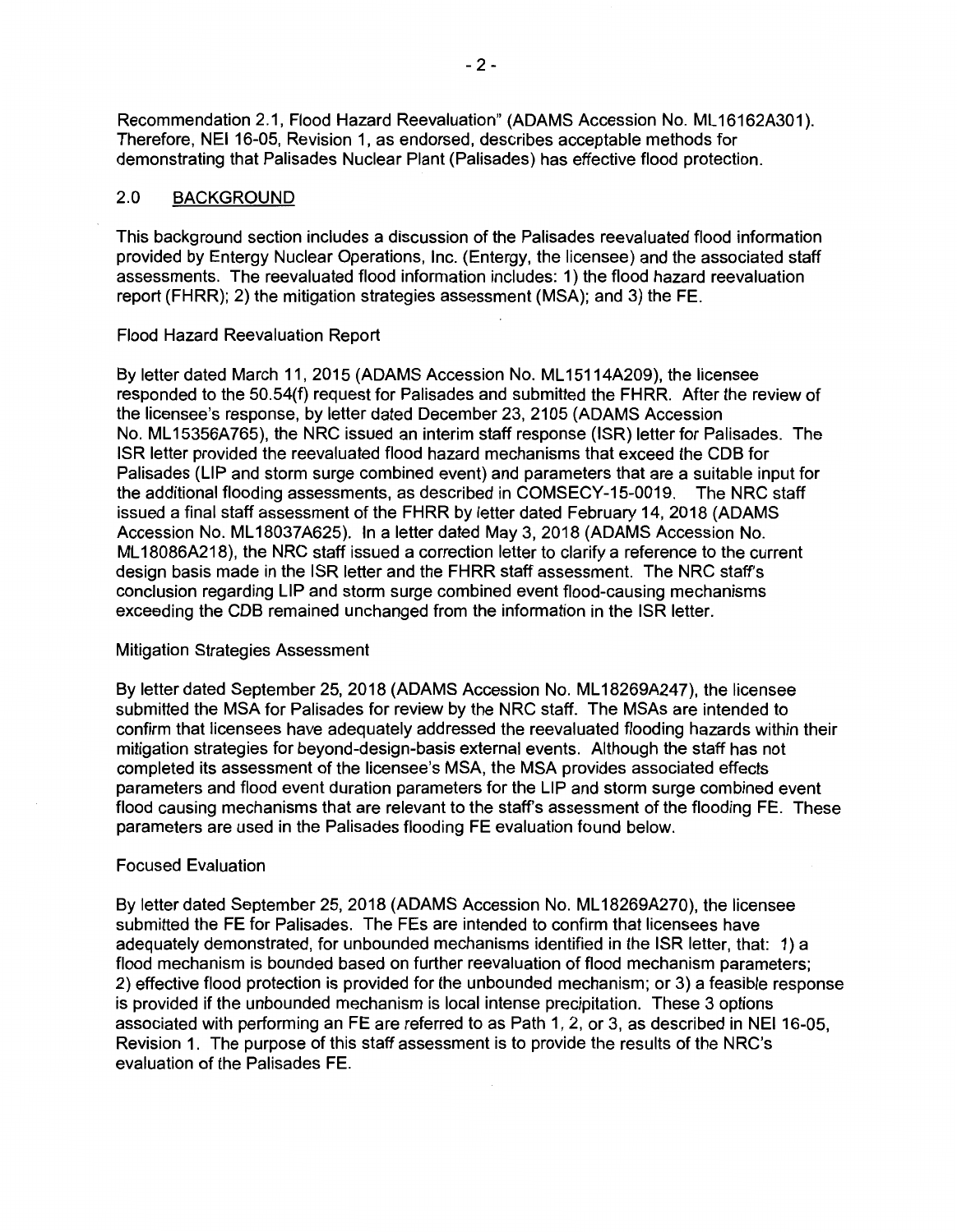Recommendation 2.1, Flood Hazard Reevaluation" (ADAMS Accession No. ML16162A301). Therefore, NEI 16-05, Revision 1, as endorsed, describes acceptable methods for demonstrating that Palisades Nuclear Plant (Palisades) has effective flood protection.

## 2.0 BACKGROUND

This background section includes a discussion of the Palisades reevaluated flood information provided by Entergy Nuclear Operations, Inc. (Entergy, the licensee) and the associated staff assessments. The reevaluated flood information includes: 1) the flood hazard reevaluation report (FHRR); 2) the mitigation strategies assessment (MSA); and 3) the FE.

### Flood Hazard Reevaluation Report

By letter dated March 11, 2015 (ADAMS Accession No. ML15114A209), the licensee responded to the 50.54(f) request for Palisades and submitted the FHRR. After the review of the licensee's response, by letter dated December 23, 2105 (ADAMS Accession No. ML15356A765), the NRC issued an interim staff response (ISR) letter for Palisades. The ISR letter provided the reevaluated flood hazard mechanisms that exceed the CDB for Palisades (LIP and storm surge combined event) and parameters that are a suitable input for the additional flooding assessments, as described in COMSECY-15-0019. The NRC staff issued a final staff assessment of the FHRR by letter dated February 14, 2018 (ADAMS Accession No. ML18037A625). In a letter dated May 3, 2018 (ADAMS Accession No. ML18086A218), the NRC staff issued a correction letter to clarify a reference to the current design basis made in the ISR letter and the FHRR staff assessment. The NRC staff's conclusion regarding LIP and storm surge combined event flood-causing mechanisms exceeding the CDB remained unchanged from the information in the ISR letter.

### Mitigation Strategies Assessment

By letter dated September 25, 2018 (ADAMS Accession No. ML18269A247), the licensee submitted the MSA for Palisades for review by the NRC staff. The MSAs are intended to confirm that licensees have adequately addressed the reevaluated flooding hazards within their mitigation strategies for beyond-design-basis external events. Although the staff has not completed its assessment of the licensee's MSA, the MSA provides associated effects parameters and flood event duration parameters for the LIP and storm surge combined event flood causing mechanisms that are relevant to the staff's assessment of the flooding FE. These parameters are used in the Palisades flooding FE evaluation found below.

### Focused Evaluation

By letter dated September 25, 2018 (ADAMS Accession No. ML18269A270), the licensee submitted the FE for Palisades. The FEs are intended to confirm that licensees have adequately demonstrated, for unbounded mechanisms identified in the ISR letter, that: 1) a flood mechanism is bounded based on further reevaluation of flood mechanism parameters; 2) effective flood protection is provided for the unbounded mechanism; or 3) a feasible response is provided if the unbounded mechanism is local intense precipitation. These 3 options associated with performing an FE are referred to as Path 1, 2, or 3, as described in NEI 16-05, Revision 1. The purpose of this staff assessment is to provide the results of the NRC's evaluation of the Palisades FE.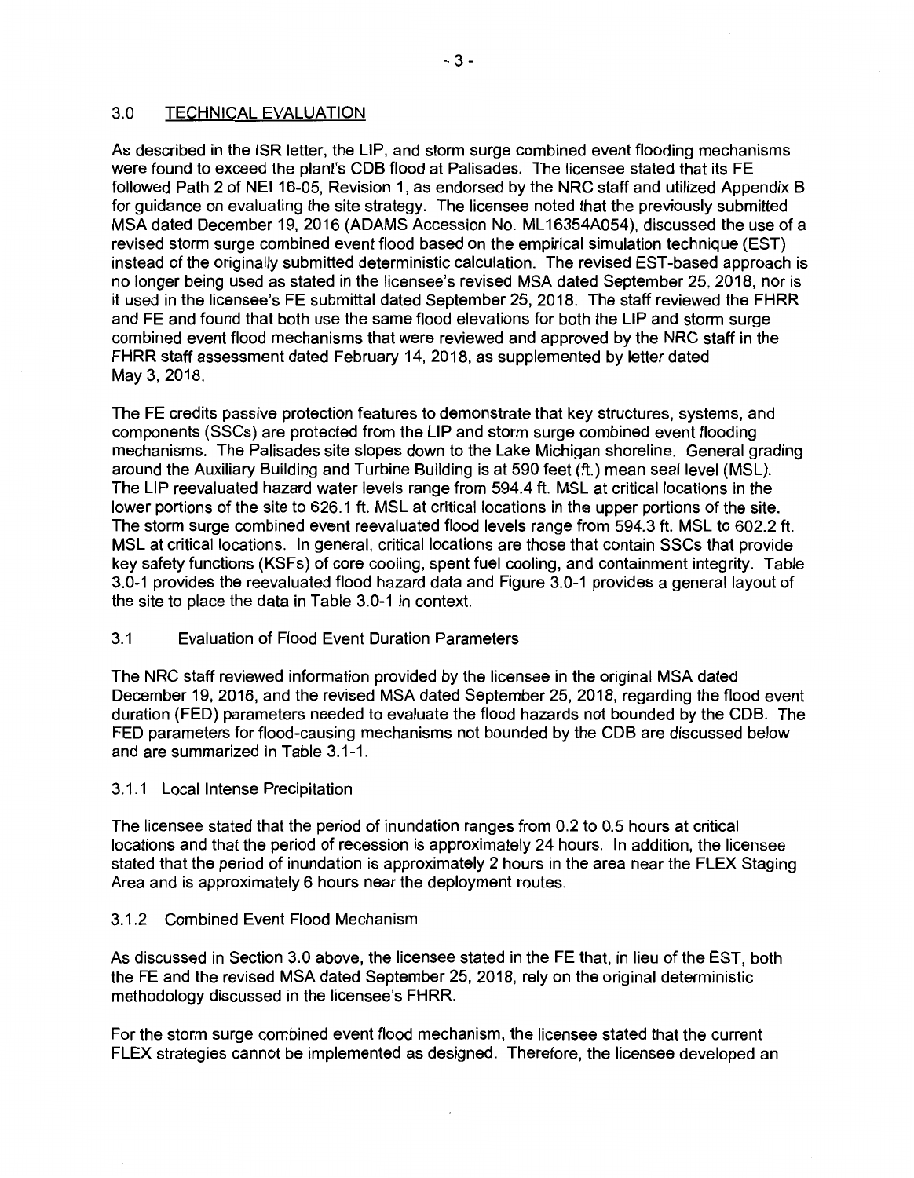## 3.0 TECHNICAL EVALUATION

As described in the ISR letter, the LIP, and storm surge combined event flooding mechanisms were found to exceed the plant's CDB flood at Palisades. The licensee stated that its FE followed Path 2 of NEI 16-05, Revision 1, as endorsed by the NRC staff and utilized Appendix B for guidance on evaluating the site strategy. The licensee noted that the previously submitted MSA dated December 19, 2016 (ADAMS Accession No. ML16354A054), discussed the use of a revised storm surge combined event flood based on the empirical simulation technique (EST) instead of the originally submitted deterministic calculation. The revised EST-based approach is no longer being used as stated in the licensee's revised MSA dated September 25, 2018, nor is it used in the licensee's FE submittal dated September 25, 2018. The staff reviewed the FHRR and FE and found that both use the same flood elevations for both the LIP and storm surge combined event flood mechanisms that were reviewed and approved by the NRC staff in the FHRR staff assessment dated February 14, 2018, as supplemented by letter dated May 3, 2018.

The FE credits passive protection features to demonstrate that key structures, systems, and components (SSCs) are protected from the LIP and storm surge combined event flooding mechanisms. The Palisades site slopes down to the Lake Michigan shoreline. General grading around the Auxiliary Building and Turbine Building is at 590 feet (ft.) mean seal level (MSL). The LIP reevaluated hazard water levels range from 594.4 ft. MSL at critical locations in the lower portions of the site to 626.1 ft. MSL at critical locations in the upper portions of the site. The storm surge combined event reevaluated flood levels range from 594.3 ft. MSL to 602.2 ft. MSL at critical locations. In general, critical locations are those that contain SSCs that provide key safety functions (KSFs) of core cooling, spent fuel cooling, and containment integrity. Table 3.0-1 provides the reevaluated flood hazard data and Figure 3.0-1 provides a general layout of the site to place the data in Table 3.0-1 in context.

### 3.1 Evaluation of Flood Event Duration Parameters

The NRC staff reviewed information provided by the licensee in the original MSA dated December 19, 2016, and the revised MSA dated September 25, 2018, regarding the flood event duration (FED) parameters needed to evaluate the flood hazards not bounded by the CDB. The FED parameters for flood-causing mechanisms not bounded by the CDB are discussed below and are summarized in Table 3.1-1.

#### 3.1.1 Local Intense Precipitation

The licensee stated that the period of inundation ranges from 0.2 to 0.5 hours at critical locations and that the period of recession is approximately 24 hours. In addition, the licensee stated that the period of inundation is approximately 2 hours in the area near the FLEX Staging Area and is approximately 6 hours near the deployment routes.

#### 3.1.2 Combined Event Flood Mechanism

As discussed in Section 3.0 above, the licensee stated in the FE that, in lieu of the EST, both the FE and the revised MSA dated September 25, 2018, rely on the original deterministic methodology discussed in the licensee's FHRR.

For the storm surge combined event flood mechanism, the licensee stated that the current FLEX strategies cannot be implemented as designed. Therefore, the licensee developed an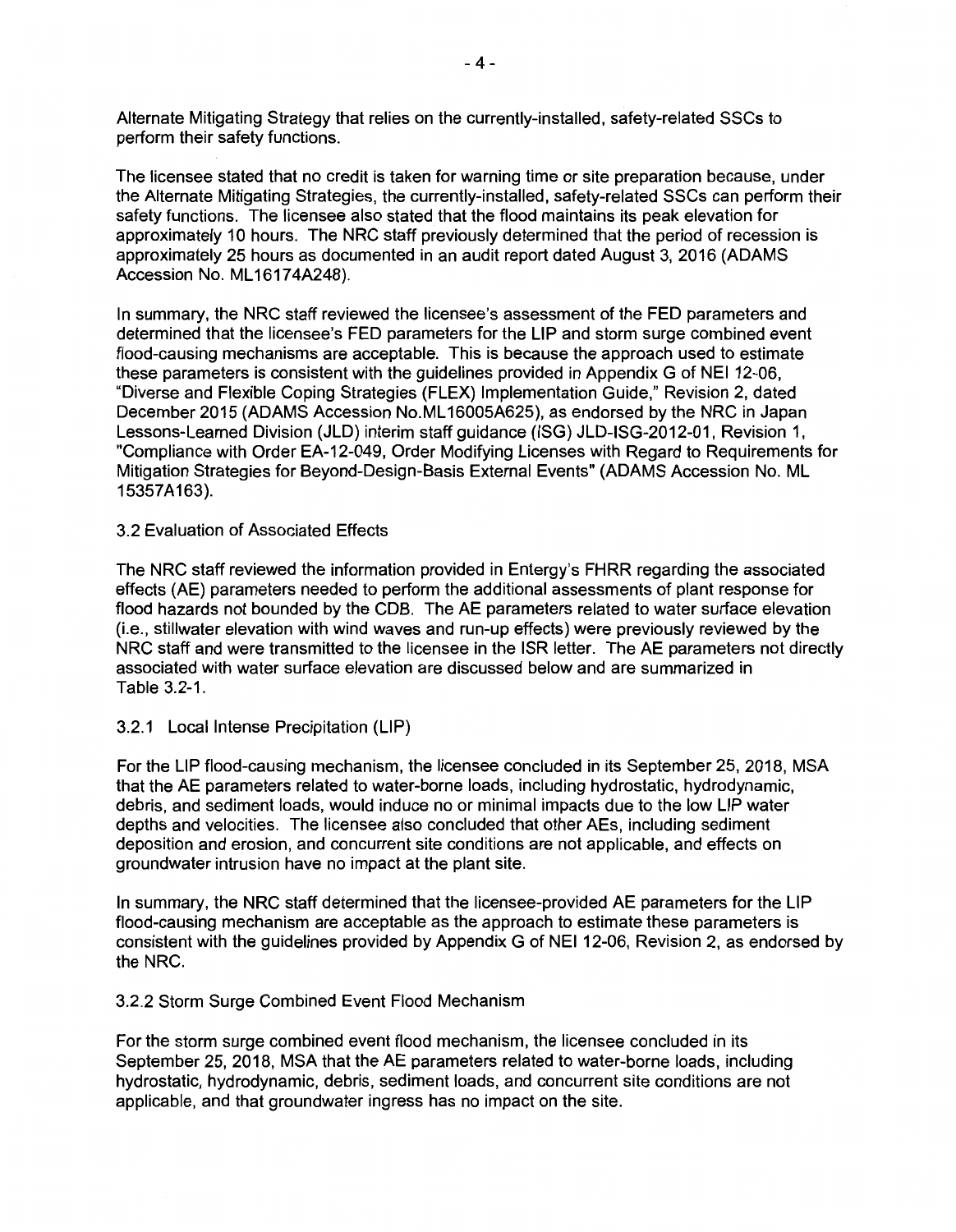Alternate Mitigating Strategy that relies on the currently-installed, safety-related SSCs to perform their safety functions.

The licensee stated that no credit is taken for warning time or site preparation because, under the Alternate Mitigating Strategies, the currently-installed, safety-related SSCs can perform their safety functions. The licensee also stated that the flood maintains its peak elevation for approximately 10 hours. The NRC staff previously determined that the period of recession is approximately 25 hours as documented in an audit report dated August 3, 2016 (ADAMS Accession No. ML16174A248).

In summary, the NRC staff reviewed the licensee's assessment of the FED parameters and determined that the licensee's FED parameters for the LIP and storm surge combined event flood-causing mechanisms are acceptable. This is because the approach used to estimate these parameters is consistent with the guidelines provided in Appendix G of NEI 12-06, "Diverse and Flexible Coping Strategies (FLEX) Implementation Guide," Revision 2, dated December 2015 (ADAMS Accession No.ML16005A625), as endorsed by the NRC in Japan Lessons-Learned Division (JLD) interim staff guidance (ISG) JLD-ISG-2012-01, Revision 1, "Compliance with Order EA-12-049, Order Modifying Licenses with Regard to Requirements for Mitigation Strategies for Beyond-Design-Basis External Events" (ADAMS Accession No. ML 15357A163).

### 3.2 Evaluation of Associated Effects

The NRC staff reviewed the information provided in Entergy's FHRR regarding the associated effects (AE) parameters needed to perform the additional assessments of plant response for flood hazards not bounded by the CDB. The AE parameters related to water surface elevation (i.e., stillwater elevation with wind waves and run-up effects) were previously reviewed by the NRC staff and were transmitted to the licensee in the ISR letter. The AE parameters not directly associated with water surface elevation are discussed below and are summarized in Table 3.2-1.

#### 3.2.1 Local Intense Precipitation (LIP)

For the LIP flood-causing mechanism, the licensee concluded in its September 25, 2018, MSA that the AE parameters related to water-borne loads, including hydrostatic, hydrodynamic, debris, and sediment loads, would induce no or minimal impacts due to the low LIP water depths and velocities. The licensee also concluded that other AEs, including sediment deposition and erosion, and concurrent site conditions are not applicable, and effects on groundwater intrusion have no impact at the plant site.

In summary, the NRC staff determined that the licensee-provided AE parameters for the LIP flood-causing mechanism are acceptable as the approach to estimate these parameters is consistent with the guidelines provided by Appendix G of NEI 12-06, Revision 2, as endorsed by the NRC.

#### 3.2.2 Storm Surge Combined Event Flood Mechanism

For the storm surge combined event flood mechanism, the licensee concluded in its September 25, 2018, MSA that the AE parameters related to water-borne loads, including hydrostatic, hydrodynamic, debris, sediment loads, and concurrent site conditions are not applicable, and that groundwater ingress has no impact on the site.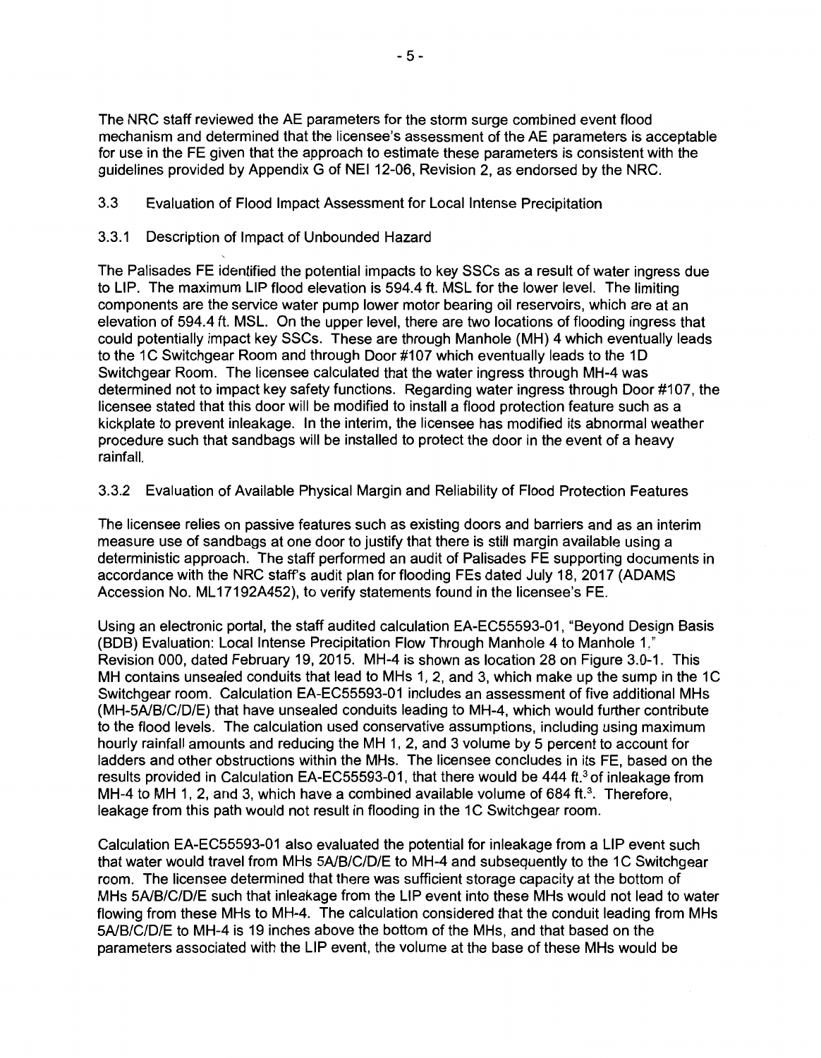The NRC staff reviewed the AE parameters for the storm surge combined event flood mechanism and determined that the licensee's assessment of the AE parameters is acceptable for use in the FE given that the approach to estimate these parameters is consistent with the guidelines provided by Appendix G of NEI 12-06, Revision 2, as endorsed by the NRC.

### 3.3 Evaluation of Flood Impact Assessment for Local Intense Precipitation

#### 3.3.1 Description of Impact of Unbounded Hazard

The Palisades FE identified the potential impacts to key SSCs as a result of water ingress due to LIP. The maximum LIP flood elevation is 594.4 ft. MSL for the lower level. The limiting components are the service water pump lower motor bearing oil reservoirs, which are at an elevation of 594.4 ft. MSL. On the upper level, there are two locations of flooding ingress that could potentially impact key SSCs. These are through Manhole (MH) 4 which eventually leads to the 1C Switchgear Room and through Door #107 which eventually leads to the 1D Switchgear Room. The licensee calculated that the water ingress through MH-4 was determined not to impact key safety functions. Regarding water ingress through Door #107, the licensee stated that this door will be modified to install a flood protection feature such as a kickplate to prevent inleakage. In the interim, the licensee has modified its abnormal weather procedure such that sandbags will be installed to protect the door in the event of a heavy rainfall.

#### 3.3.2 Evaluation of Available Physical Margin and Reliability of Flood Protection Features

The licensee relies on passive features such as existing doors and barriers and as an interim measure use of sandbags at one door to justify that there is still margin available using a deterministic approach. The staff performed an audit of Palisades FE supporting documents in accordance with the NRC staff's audit plan for flooding FEs dated July 18, 2017 (ADAMS Accession No. ML17192A452), to verify statements found in the licensee's FE.

Using an electronic portal, the staff audited calculation EA-EC55593-01, "Beyond Design Basis (BDB) Evaluation: Local Intense Precipitation Flow Through Manhole 4 to Manhole 1," Revision 000, dated February 19, 2015. MH-4 is shown as location 28 on Figure 3.0-1. This MH contains unsealed conduits that lead to MHs 1, 2, and 3, which make up the sump in the 1C Switchgear room. Calculation EA-EC55593-01 includes an assessment of five additional MHs (MH-5A/B/C/D/E) that have unsealed conduits leading to MH-4, which would further contribute to the flood levels. The calculation used conservative assumptions, including using maximum hourly rainfall amounts and reducing the MH 1, 2, and 3 volume by 5 percent to account for ladders and other obstructions within the MHs. The licensee concludes in its FE, based on the results provided in Calculation EA-EC55593-01, that there would be 444 $ft.^3$ of inleakage from MH-4 to MH 1, 2, and 3, which have a combined available volume of 684 $ft.^3$. Therefore, leakage from this path would not result in flooding in the 1C Switchgear room.

Calculation EA-EC55593-01 also evaluated the potential for inleakage from a LIP event such that water would travel from MHs 5A/B/C/D/E to MH-4 and subsequently to the 1C Switchgear room. The licensee determined that there was sufficient storage capacity at the bottom of MHs 5A/B/C/D/E such that inleakage from the LIP event into these MHs would not lead to water flowing from these MHs to MH-4. The calculation considered that the conduit leading from MHs 5A/B/C/D/E to MH-4 is 19 inches above the bottom of the MHs, and that based on the parameters associated with the LIP event, the volume at the base of these MHs would be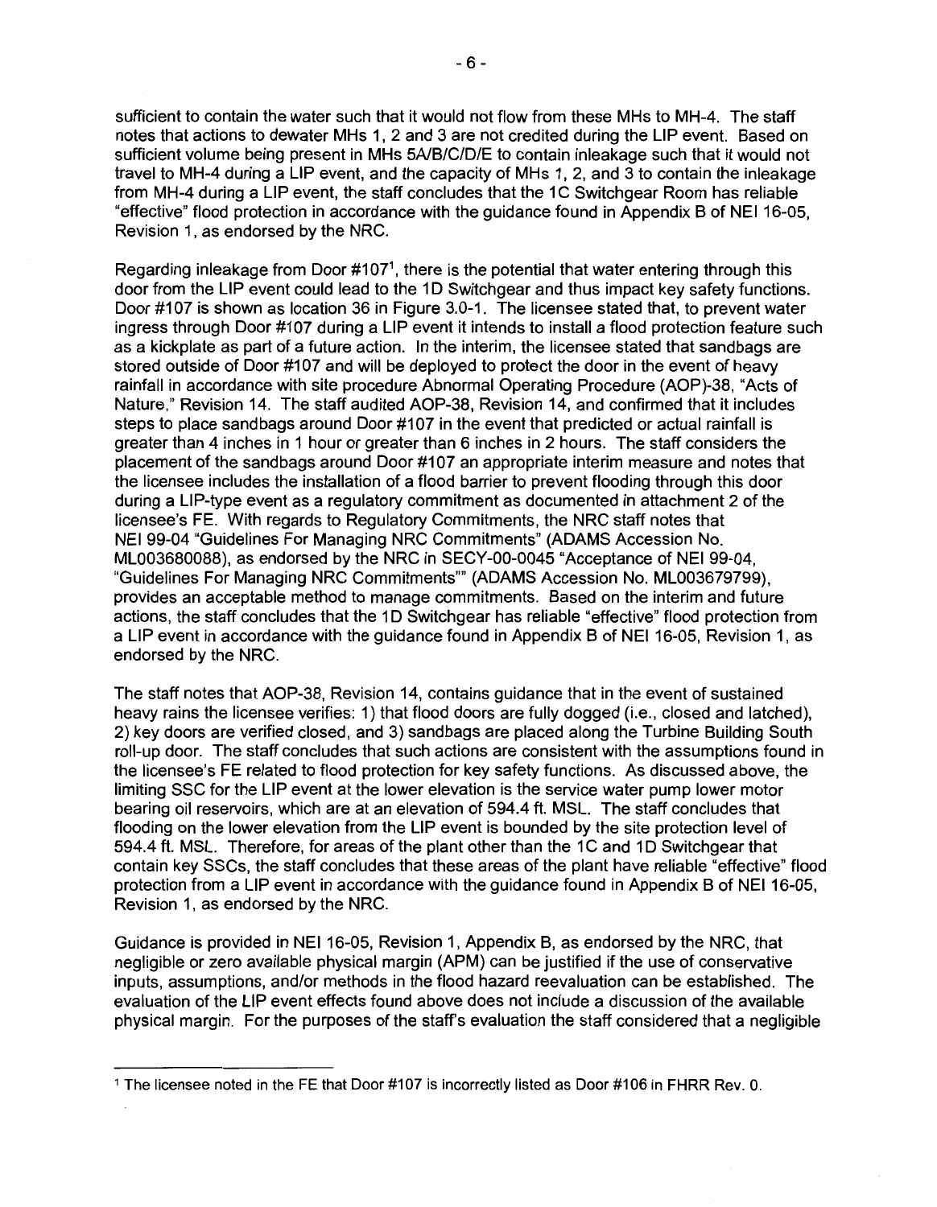sufficient to contain the water such that it would not flow from these MHs to MH-4. The staff notes that actions to dewater MHs 1, 2 and 3 are not credited during the LIP event. Based on sufficient volume being present in MHs 5A/B/C/D/E to contain inleakage such that it would not travel to MH-4 during a LIP event, and the capacity of MHs 1, 2, and 3 to contain the inleakage from MH-4 during a LIP event, the staff concludes that the 1C Switchgear Room has reliable "effective" flood protection in accordance with the guidance found in Appendix B of NEI 16-05, Revision 1, as endorsed by the NRC.

Regarding inleakage from Door #107[1], there is the potential that water entering through this door from the LIP event could lead to the 1D Switchgear and thus impact key safety functions. Door #107 is shown as location 36 in Figure 3.0-1. The licensee stated that, to prevent water ingress through Door #107 during a LIP event it intends to install a flood protection feature such as a kickplate as part of a future action. In the interim, the licensee stated that sandbags are stored outside of Door #107 and will be deployed to protect the door in the event of heavy rainfall in accordance with site procedure Abnormal Operating Procedure (AOP)-38, "Acts of Nature," Revision 14. The staff audited AOP-38, Revision 14, and confirmed that it includes steps to place sandbags around Door #107 in the event that predicted or actual rainfall is greater than 4 inches in 1 hour or greater than 6 inches in 2 hours. The staff considers the placement of the sandbags around Door #107 an appropriate interim measure and notes that the licensee includes the installation of a flood barrier to prevent flooding through this door during a LIP-type event as a regulatory commitment as documented in attachment 2 of the licensee's FE. With regards to Regulatory Commitments, the NRC staff notes that NEI 99-04 "Guidelines For Managing NRC Commitments" (ADAMS Accession No. ML003680088), as endorsed by the NRC in SECY-00-0045 "Acceptance of NEI 99-04, "Guidelines For Managing NRC Commitments"" (ADAMS Accession No. ML003679799), provides an acceptable method to manage commitments. Based on the interim and future actions, the staff concludes that the 1D Switchgear has reliable "effective" flood protection from a LIP event in accordance with the guidance found in Appendix B of NEI 16-05, Revision 1, as endorsed by the NRC.

The staff notes that AOP-38, Revision 14, contains guidance that in the event of sustained heavy rains the licensee verifies: 1) that flood doors are fully dogged (i.e., closed and latched), 2) key doors are verified closed, and 3) sandbags are placed along the Turbine Building South roll-up door. The staff concludes that such actions are consistent with the assumptions found in the licensee's FE related to flood protection for key safety functions. As discussed above, the limiting SSC for the LIP event at the lower elevation is the service water pump lower motor bearing oil reservoirs, which are at an elevation of 594.4 ft. MSL. The staff concludes that flooding on the lower elevation from the LIP event is bounded by the site protection level of 594.4 ft. MSL. Therefore, for areas of the plant other than the 1C and 1D Switchgear that contain key SSCs, the staff concludes that these areas of the plant have reliable "effective" flood protection from a LIP event in accordance with the guidance found in Appendix B of NEI 16-05, Revision 1, as endorsed by the NRC.

Guidance is provided in NEI 16-05, Revision 1, Appendix B, as endorsed by the NRC, that negligible or zero available physical margin (APM) can be justified if the use of conservative inputs, assumptions, and/or methods in the flood hazard reevaluation can be established. The evaluation of the LIP event effects found above does not include a discussion of the available physical margin. For the purposes of the staff's evaluation the staff considered that a negligible

[1] The licensee noted in the FE that Door #107 is incorrectly listed as Door #106 in FHRR Rev. 0.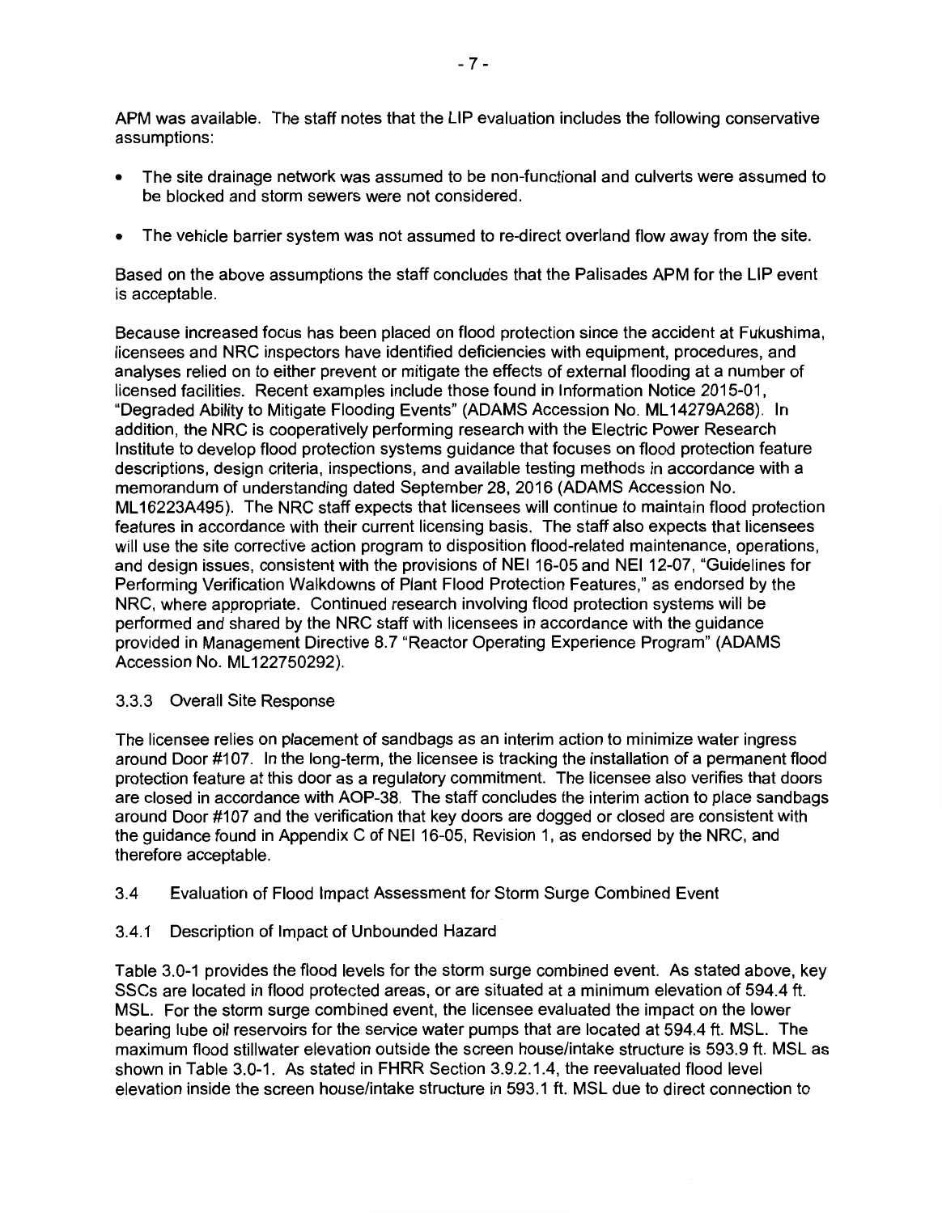APM was available. The staff notes that the LIP evaluation includes the following conservative assumptions:

- The site drainage network was assumed to be non-functional and culverts were assumed to be blocked and storm sewers were not considered.
- The vehicle barrier system was not assumed to re-direct overland flow away from the site.

Based on the above assumptions the staff concludes that the Palisades APM for the LIP event is acceptable.

Because increased focus has been placed on flood protection since the accident at Fukushima, licensees and NRC inspectors have identified deficiencies with equipment, procedures, and analyses relied on to either prevent or mitigate the effects of external flooding at a number of licensed facilities. Recent examples include those found in Information Notice 2015-01, "Degraded Ability to Mitigate Flooding Events" (ADAMS Accession No. ML14279A268). In addition, the NRC is cooperatively performing research with the Electric Power Research Institute to develop flood protection systems guidance that focuses on flood protection feature descriptions, design criteria, inspections, and available testing methods in accordance with a memorandum of understanding dated September 28, 2016 (ADAMS Accession No. ML16223A495). The NRC staff expects that licensees will continue to maintain flood protection features in accordance with their current licensing basis. The staff also expects that licensees will use the site corrective action program to disposition flood-related maintenance, operations, and design issues, consistent with the provisions of NEI 16-05 and NEI 12-07, "Guidelines for Performing Verification Walkdowns of Plant Flood Protection Features," as endorsed by the NRC, where appropriate. Continued research involving flood protection systems will be performed and shared by the NRC staff with licensees in accordance with the guidance provided in Management Directive 8.7 "Reactor Operating Experience Program" (ADAMS Accession No. ML122750292).

### 3.3.3 Overall Site Response

The licensee relies on placement of sandbags as an interim action to minimize water ingress around Door #107. In the long-term, the licensee is tracking the installation of a permanent flood protection feature at this door as a regulatory commitment. The licensee also verifies that doors are closed in accordance with AOP-38. The staff concludes the interim action to place sandbags around Door #107 and the verification that key doors are dogged or closed are consistent with the guidance found in Appendix C of NEI 16-05, Revision 1, as endorsed by the NRC, and therefore acceptable.

## 3.4 Evaluation of Flood Impact Assessment for Storm Surge Combined Event

### 3.4.1 Description of Impact of Unbounded Hazard

Table 3.0-1 provides the flood levels for the storm surge combined event. As stated above, key SSCs are located in flood protected areas, or are situated at a minimum elevation of 594.4 ft. MSL. For the storm surge combined event, the licensee evaluated the impact on the lower bearing lube oil reservoirs for the service water pumps that are located at 594.4 ft. MSL. The maximum flood stillwater elevation outside the screen house/intake structure is 593.9 ft. MSL as shown in Table 3.0-1. As stated in FHRR Section 3.9.2.1.4, the reevaluated flood level elevation inside the screen house/intake structure in 593.1 ft. MSL due to direct connection to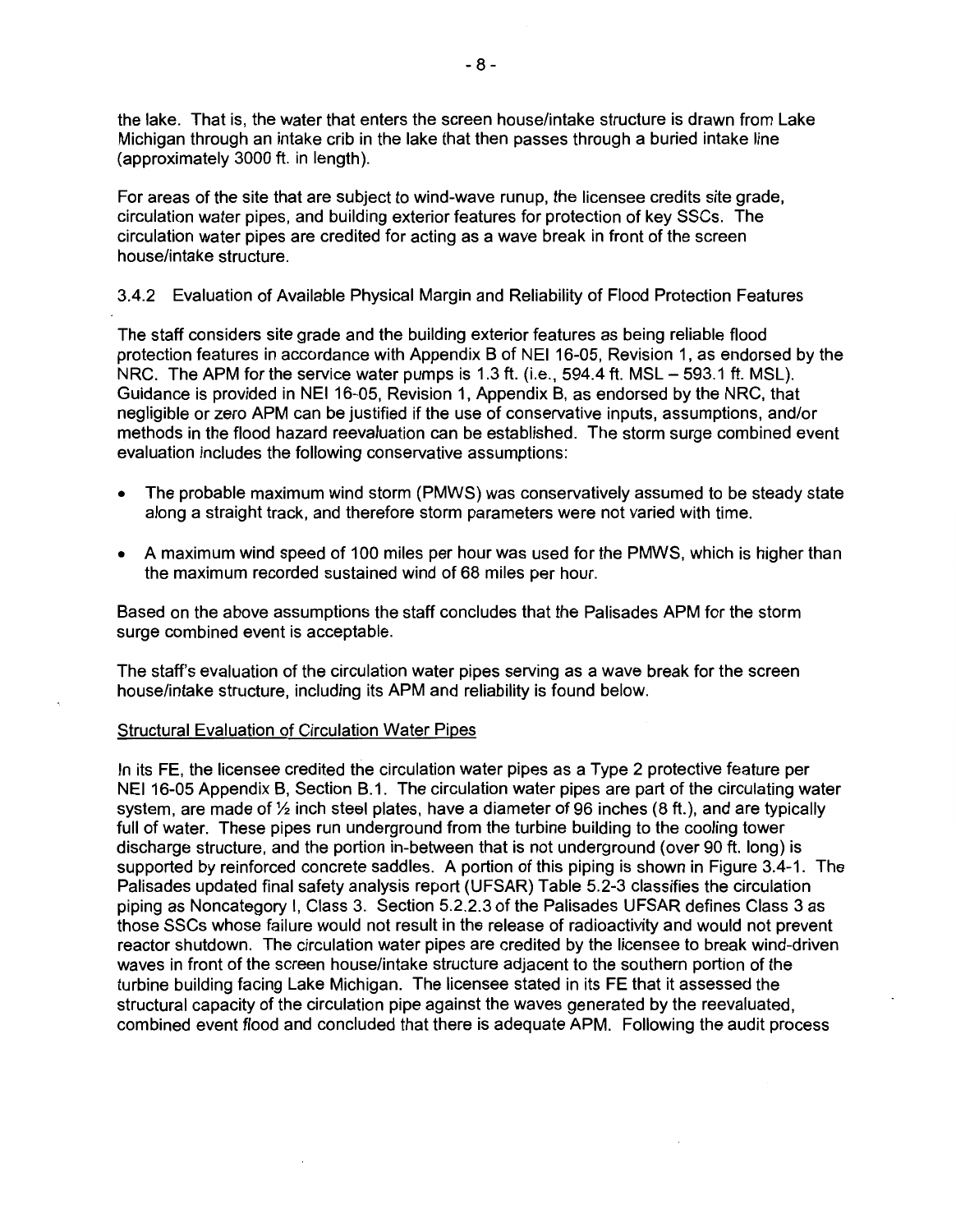the lake. That is, the water that enters the screen house/intake structure is drawn from Lake Michigan through an intake crib in the lake that then passes through a buried intake line (approximately 3000 ft. in length).

For areas of the site that are subject to wind-wave runup, the licensee credits site grade, circulation water pipes, and building exterior features for protection of key SSCs. The circulation water pipes are credited for acting as a wave break in front of the screen house/intake structure.

### 3.4.2 Evaluation of Available Physical Margin and Reliability of Flood Protection Features

The staff considers site grade and the building exterior features as being reliable flood protection features in accordance with Appendix B of NEI 16-05, Revision 1, as endorsed by the NRC. The APM for the service water pumps is 1.3 ft. (i.e., 594.4 ft. MSL – 593.1 ft. MSL). Guidance is provided in NEI 16-05, Revision 1, Appendix B, as endorsed by the NRC, that negligible or zero APM can be justified if the use of conservative inputs, assumptions, and/or methods in the flood hazard reevaluation can be established. The storm surge combined event evaluation includes the following conservative assumptions:

- The probable maximum wind storm (PMWS) was conservatively assumed to be steady state along a straight track, and therefore storm parameters were not varied with time.
- A maximum wind speed of 100 miles per hour was used for the PMWS, which is higher than the maximum recorded sustained wind of 68 miles per hour.

Based on the above assumptions the staff concludes that the Palisades APM for the storm surge combined event is acceptable.

The staff's evaluation of the circulation water pipes serving as a wave break for the screen house/intake structure, including its APM and reliability is found below.

Structural Evaluation of Circulation Water Pipes

In its FE, the licensee credited the circulation water pipes as a Type 2 protective feature per NEI 16-05 Appendix B, Section B.1. The circulation water pipes are part of the circulating water system, are made of ½ inch steel plates, have a diameter of 96 inches (8 ft.), and are typically full of water. These pipes run underground from the turbine building to the cooling tower discharge structure, and the portion in-between that is not underground (over 90 ft. long) is supported by reinforced concrete saddles. A portion of this piping is shown in Figure 3.4-1. The Palisades updated final safety analysis report (UFSAR) Table 5.2-3 classifies the circulation piping as Noncategory I, Class 3. Section 5.2.2.3 of the Palisades UFSAR defines Class 3 as those SSCs whose failure would not result in the release of radioactivity and would not prevent reactor shutdown. The circulation water pipes are credited by the licensee to break wind-driven waves in front of the screen house/intake structure adjacent to the southern portion of the turbine building facing Lake Michigan. The licensee stated in its FE that it assessed the structural capacity of the circulation pipe against the waves generated by the reevaluated, combined event flood and concluded that there is adequate APM. Following the audit process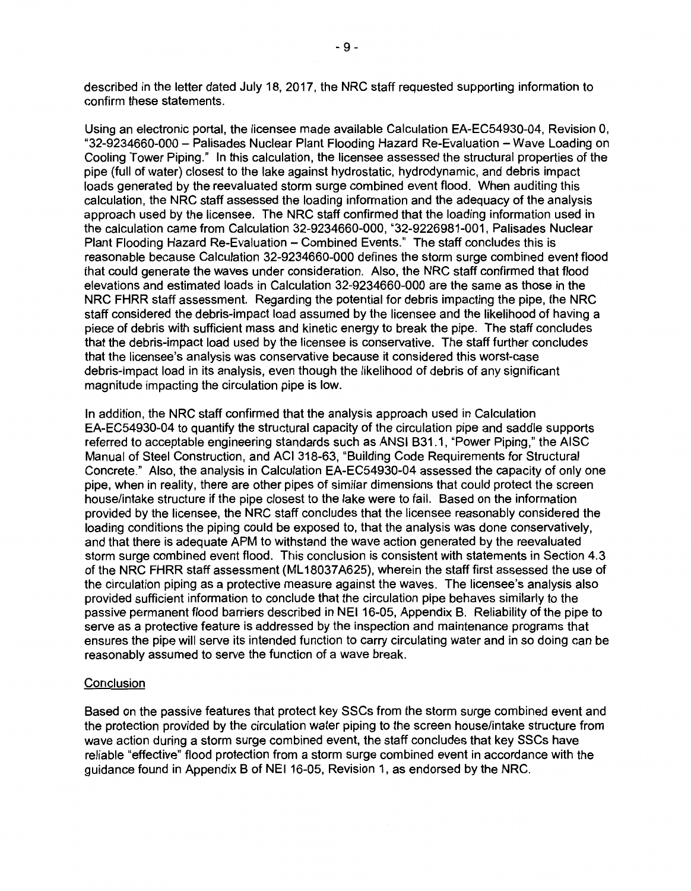described in the letter dated July 18, 2017, the NRC staff requested supporting information to confirm these statements.

Using an electronic portal, the licensee made available Calculation EA-EC54930-04, Revision 0, "32-9234660-000 – Palisades Nuclear Plant Flooding Hazard Re-Evaluation – Wave Loading on Cooling Tower Piping." In this calculation, the licensee assessed the structural properties of the pipe (full of water) closest to the lake against hydrostatic, hydrodynamic, and debris impact loads generated by the reevaluated storm surge combined event flood. When auditing this calculation, the NRC staff assessed the loading information and the adequacy of the analysis approach used by the licensee. The NRC staff confirmed that the loading information used in the calculation came from Calculation 32-9234660-000, "32-9226981-001, Palisades Nuclear Plant Flooding Hazard Re-Evaluation – Combined Events." The staff concludes this is reasonable because Calculation 32-9234660-000 defines the storm surge combined event flood that could generate the waves under consideration. Also, the NRC staff confirmed that flood elevations and estimated loads in Calculation 32-9234660-000 are the same as those in the NRC FHRR staff assessment. Regarding the potential for debris impacting the pipe, the NRC staff considered the debris-impact load assumed by the licensee and the likelihood of having a piece of debris with sufficient mass and kinetic energy to break the pipe. The staff concludes that the debris-impact load used by the licensee is conservative. The staff further concludes that the licensee's analysis was conservative because it considered this worst-case debris-impact load in its analysis, even though the likelihood of debris of any significant magnitude impacting the circulation pipe is low.

In addition, the NRC staff confirmed that the analysis approach used in Calculation EA-EC54930-04 to quantify the structural capacity of the circulation pipe and saddle supports referred to acceptable engineering standards such as ANSI B31.1, "Power Piping," the AISC Manual of Steel Construction, and ACI 318-63, "Building Code Requirements for Structural Concrete." Also, the analysis in Calculation EA-EC54930-04 assessed the capacity of only one pipe, when in reality, there are other pipes of similar dimensions that could protect the screen house/intake structure if the pipe closest to the lake were to fail. Based on the information provided by the licensee, the NRC staff concludes that the licensee reasonably considered the loading conditions the piping could be exposed to, that the analysis was done conservatively, and that there is adequate APM to withstand the wave action generated by the reevaluated storm surge combined event flood. This conclusion is consistent with statements in Section 4.3 of the NRC FHRR staff assessment (ML18037A625), wherein the staff first assessed the use of the circulation piping as a protective measure against the waves. The licensee's analysis also provided sufficient information to conclude that the circulation pipe behaves similarly to the passive permanent flood barriers described in NEI 16-05, Appendix B. Reliability of the pipe to serve as a protective feature is addressed by the inspection and maintenance programs that ensures the pipe will serve its intended function to carry circulating water and in so doing can be reasonably assumed to serve the function of a wave break.

Conclusion

Based on the passive features that protect key SSCs from the storm surge combined event and the protection provided by the circulation water piping to the screen house/intake structure from wave action during a storm surge combined event, the staff concludes that key SSCs have reliable "effective" flood protection from a storm surge combined event in accordance with the guidance found in Appendix B of NEI 16-05, Revision 1, as endorsed by the NRC.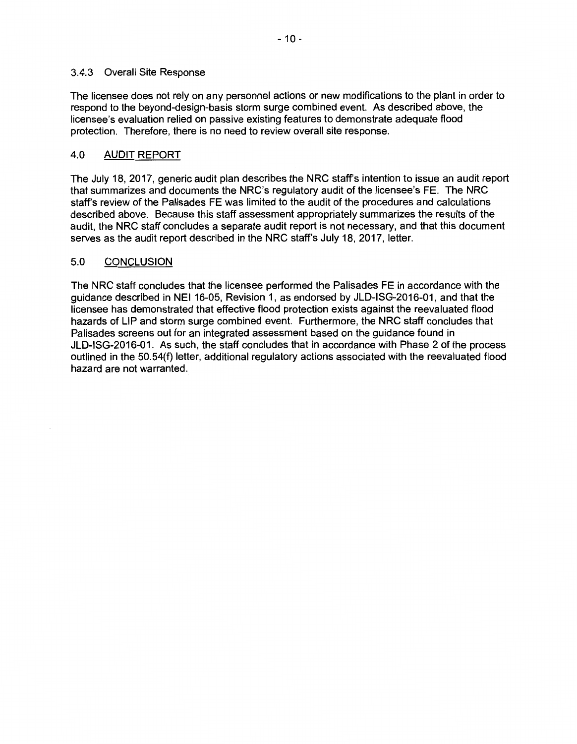### 3.4.3 Overall Site Response

The licensee does not rely on any personnel actions or new modifications to the plant in order to respond to the beyond-design-basis storm surge combined event. As described above, the licensee's evaluation relied on passive existing features to demonstrate adequate flood protection. Therefore, there is no need to review overall site response.

## 4.0 AUDIT REPORT

The July 18, 2017, generic audit plan describes the NRC staff's intention to issue an audit report that summarizes and documents the NRC's regulatory audit of the licensee's FE. The NRC staff's review of the Palisades FE was limited to the audit of the procedures and calculations described above. Because this staff assessment appropriately summarizes the results of the audit, the NRC staff concludes a separate audit report is not necessary, and that this document serves as the audit report described in the NRC staff's July 18, 2017, letter.

## 5.0 CONCLUSION

The NRC staff concludes that the licensee performed the Palisades FE in accordance with the guidance described in NEI 16-05, Revision 1, as endorsed by JLD-ISG-2016-01, and that the licensee has demonstrated that effective flood protection exists against the reevaluated flood hazards of LIP and storm surge combined event. Furthermore, the NRC staff concludes that Palisades screens out for an integrated assessment based on the guidance found in JLD-ISG-2016-01. As such, the staff concludes that in accordance with Phase 2 of the process outlined in the 50.54(f) letter, additional regulatory actions associated with the reevaluated flood hazard are not warranted.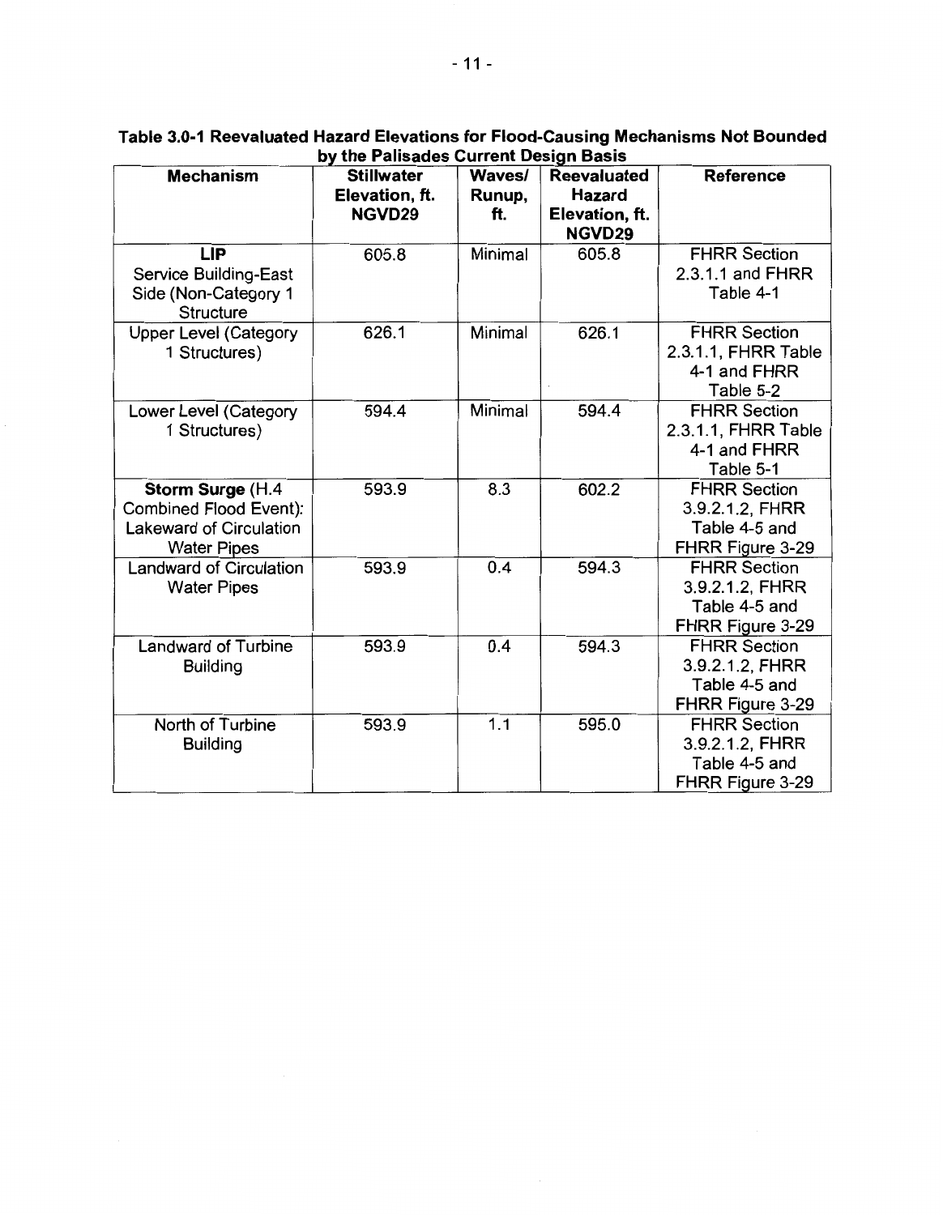**Table 3.0-1 Reevaluated Hazard Elevations for Flood-Causing Mechanisms Not Bounded by the Palisades Current Design Basis**

| Mechanism | Stillwater Elevation, ft. NGVD29 | Waves/ Runup, ft. | Reevaluated Hazard Elevation, ft. NGVD29 | Reference |
|---|---|---|---|---|
| **LIP** Service Building-East Side (Non-Category 1 Structure | 605.8 | Minimal | 605.8 | FHRR Section 2.3.1.1 and FHRR Table 4-1 |
| Upper Level (Category 1 Structures) | 626.1 | Minimal | 626.1 | FHRR Section 2.3.1.1, FHRR Table 4-1 and FHRR Table 5-2 |
| Lower Level (Category 1 Structures) | 594.4 | Minimal | 594.4 | FHRR Section 2.3.1.1, FHRR Table 4-1 and FHRR Table 5-1 |
| **Storm Surge** (H.4 Combined Flood Event): Lakeward of Circulation Water Pipes | 593.9 | 8.3 | 602.2 | FHRR Section 3.9.2.1.2, FHRR Table 4-5 and FHRR Figure 3-29 |
| Landward of Circulation Water Pipes | 593.9 | 0.4 | 594.3 | FHRR Section 3.9.2.1.2, FHRR Table 4-5 and FHRR Figure 3-29 |
| Landward of Turbine Building | 593.9 | 0.4 | 594.3 | FHRR Section 3.9.2.1.2, FHRR Table 4-5 and FHRR Figure 3-29 |
| North of Turbine Building | 593.9 | 1.1 | 595.0 | FHRR Section 3.9.2.1.2, FHRR Table 4-5 and FHRR Figure 3-29 |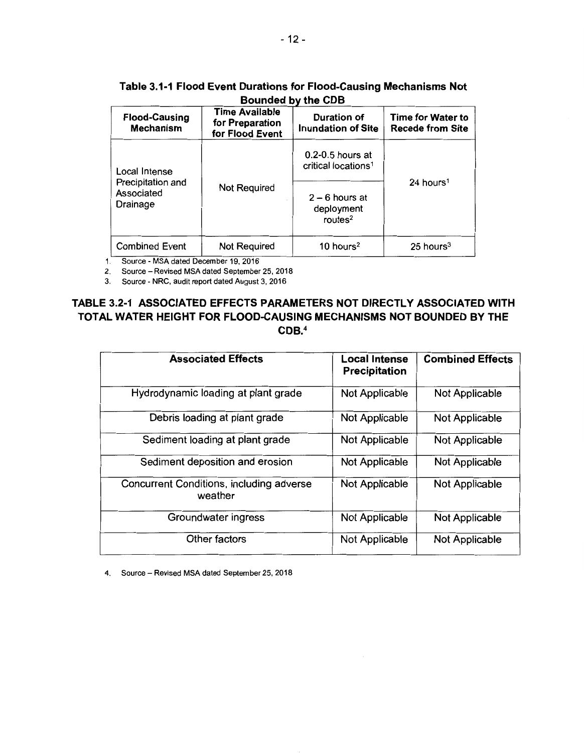**Table 3.1-1 Flood Event Durations for Flood-Causing Mechanisms Not Bounded by the CDB**

| Flood-Causing Mechanism | Time Available for Preparation for Flood Event | Duration of Inundation of Site | Time for Water to Recede from Site |
|---|---|---|---|
| Local Intense Precipitation and Associated Drainage | Not Required | 0.2-0.5 hours at critical locations[1] | 24 hours[1] |
| | | 2 – 6 hours at deployment routes[2] | |
| Combined Event | Not Required | 10 hours[2] | 25 hours[3] |

1. Source - MSA dated December 19, 2016
2. Source – Revised MSA dated September 25, 2018
3. Source - NRC, audit report dated August 3, 2016

**TABLE 3.2-1 ASSOCIATED EFFECTS PARAMETERS NOT DIRECTLY ASSOCIATED WITH TOTAL WATER HEIGHT FOR FLOOD-CAUSING MECHANISMS NOT BOUNDED BY THE CDB.[4]**

| Associated Effects | Local Intense Precipitation | Combined Effects |
|---|---|---|
| Hydrodynamic loading at plant grade | Not Applicable | Not Applicable |
| Debris loading at plant grade | Not Applicable | Not Applicable |
| Sediment loading at plant grade | Not Applicable | Not Applicable |
| Sediment deposition and erosion | Not Applicable | Not Applicable |
| Concurrent Conditions, including adverse weather | Not Applicable | Not Applicable |
| Groundwater ingress | Not Applicable | Not Applicable |
| Other factors | Not Applicable | Not Applicable |

4. Source – Revised MSA dated September 25, 2018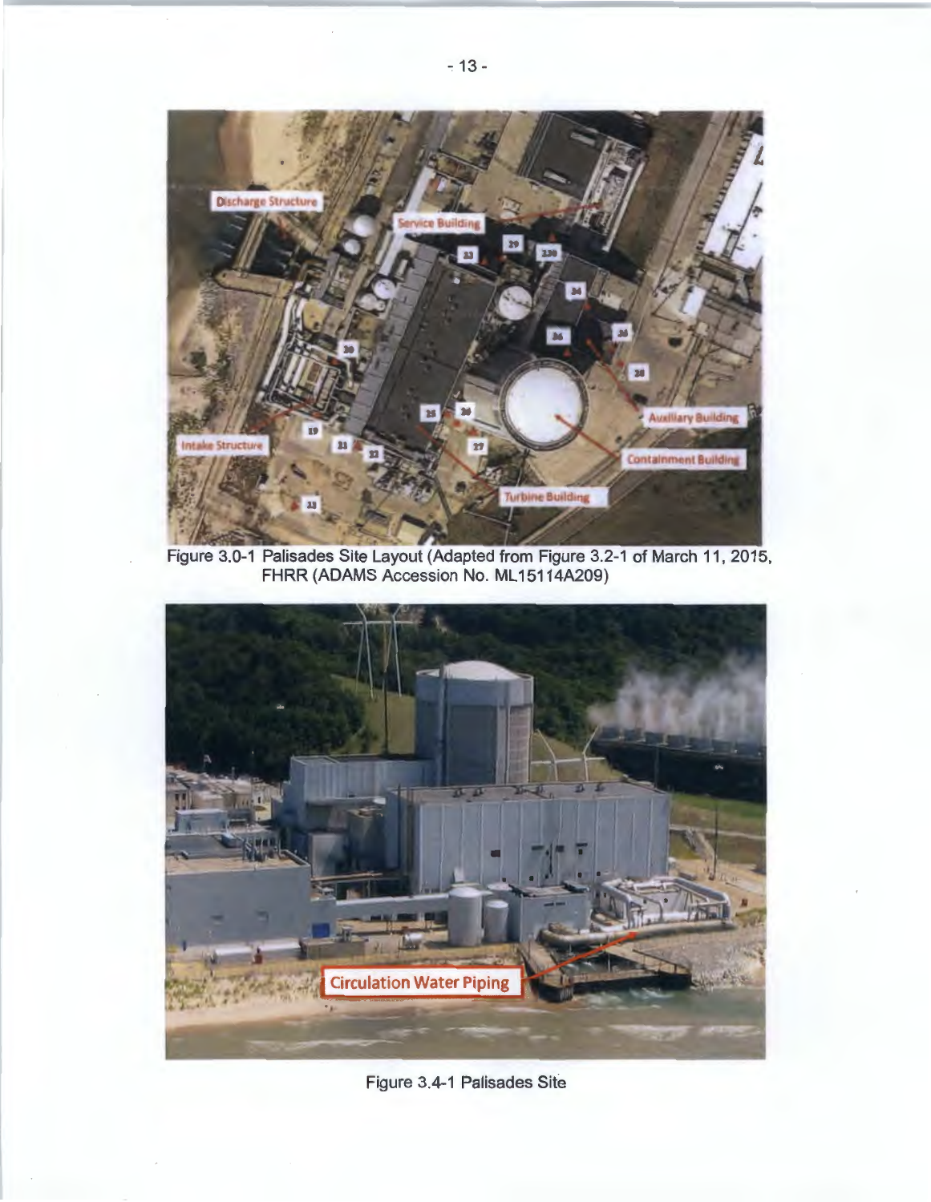Figure 3.0-1 Palisades Site Layout (Adapted from Figure 3.2-1 of March 11, 2015, FHRR (ADAMS Accession No. ML15114A209)

Figure 3.4-1 Palisades Site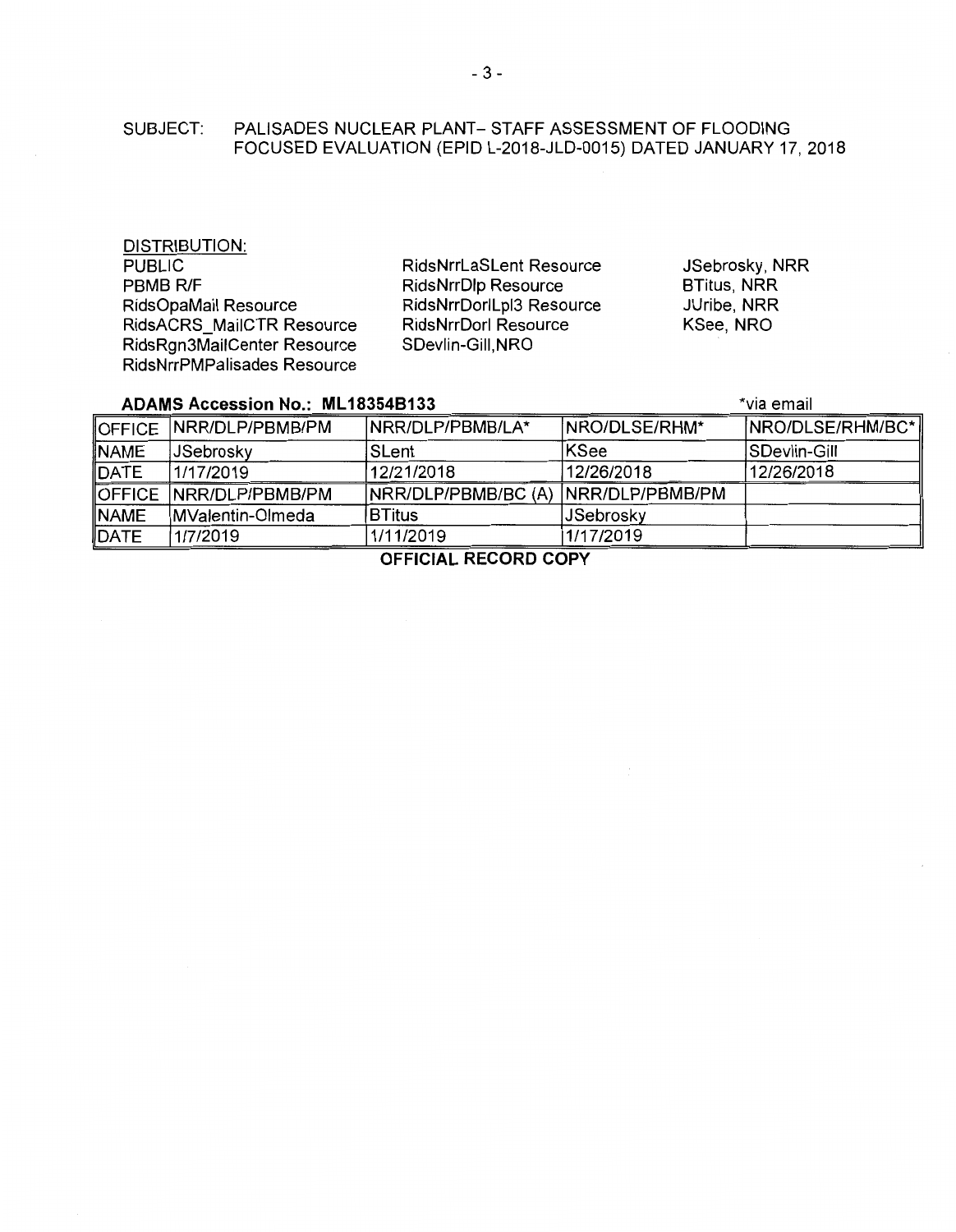SUBJECT: PALISADES NUCLEAR PLANT– STAFF ASSESSMENT OF FLOODING FOCUSED EVALUATION (EPID L-2018-JLD-0015) DATED JANUARY 17, 2018

DISTRIBUTION:

PUBLIC
PBMB R/F
RidsOpaMail Resource
RidsACRS_MailCTR Resource
RidsRgn3MailCenter Resource
RidsNrrPMPalisades Resource
RidsNrrLaSLent Resource
RidsNrrDlp Resource
RidsNrrDorlLpl3 Resource
RidsNrrDorl Resource
SDevlin-Gill,NRO
JSebrosky, NRR
BTitus, NRR
JUribe, NRR
KSee, NRO

**ADAMS Accession No.: ML18354B133** *via email

| OFFICE | NRR/DLP/PBMB/PM | NRR/DLP/PBMB/LA* | NRO/DLSE/RHM* | NRO/DLSE/RHM/BC* |
|---|---|---|---|---|
| NAME | JSebrosky | SLent | KSee | SDevlin-Gill |
| DATE | 1/17/2019 | 12/21/2018 | 12/26/2018 | 12/26/2018 |
| OFFICE | NRR/DLP/PBMB/PM | NRR/DLP/PBMB/BC (A) | NRR/DLP/PBMB/PM | |
| NAME | MValentin-Olmeda | BTitus | JSebrosky | |
| DATE | 1/7/2019 | 1/11/2019 | 1/17/2019 | |

**OFFICIAL RECORD COPY**